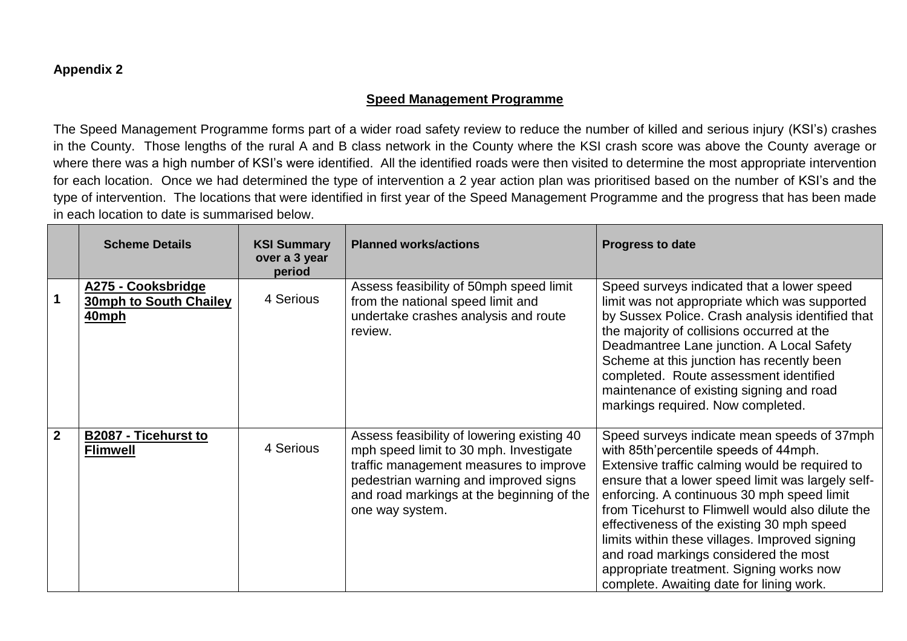**Appendix 2**

## Speed Management Programme

The Speed Management Programme forms part of a wider road safety review to reduce the number of killed and serious injury (KSI's) crashes in the County. Those lengths of the rural A and B class network in the County where the KSI crash score was above the County average or where there was a high number of KSI's were identified. All the identified roads were then visited to determine the most appropriate intervention for each location. Once we had determined the type of intervention a 2 year action plan was prioritised based on the number of KSI's and the type of intervention. The locations that were identified in first year of the Speed Management Programme and the progress that has been made in each location to date is summarised below.

| | Scheme Details | KSI Summary over a 3 year period | Planned works/actions | Progress to date |
|---|---|---|---|---|
| 1 | **A275 - Cooksbridge 30mph to South Chailey 40mph** | 4 Serious | Assess feasibility of 50mph speed limit from the national speed limit and undertake crashes analysis and route review. | Speed surveys indicated that a lower speed limit was not appropriate which was supported by Sussex Police. Crash analysis identified that the majority of collisions occurred at the Deadmantree Lane junction. A Local Safety Scheme at this junction has recently been completed. Route assessment identified maintenance of existing signing and road markings required. Now completed. |
| 2 | **B2087 - Ticehurst to Flimwell** | 4 Serious | Assess feasibility of lowering existing 40 mph speed limit to 30 mph. Investigate traffic management measures to improve pedestrian warning and improved signs and road markings at the beginning of the one way system. | Speed surveys indicate mean speeds of 37mph with 85th'percentile speeds of 44mph. Extensive traffic calming would be required to ensure that a lower speed limit was largely self-enforcing. A continuous 30 mph speed limit from Ticehurst to Flimwell would also dilute the effectiveness of the existing 30 mph speed limits within these villages. Improved signing and road markings considered the most appropriate treatment. Signing works now complete. Awaiting date for lining work. |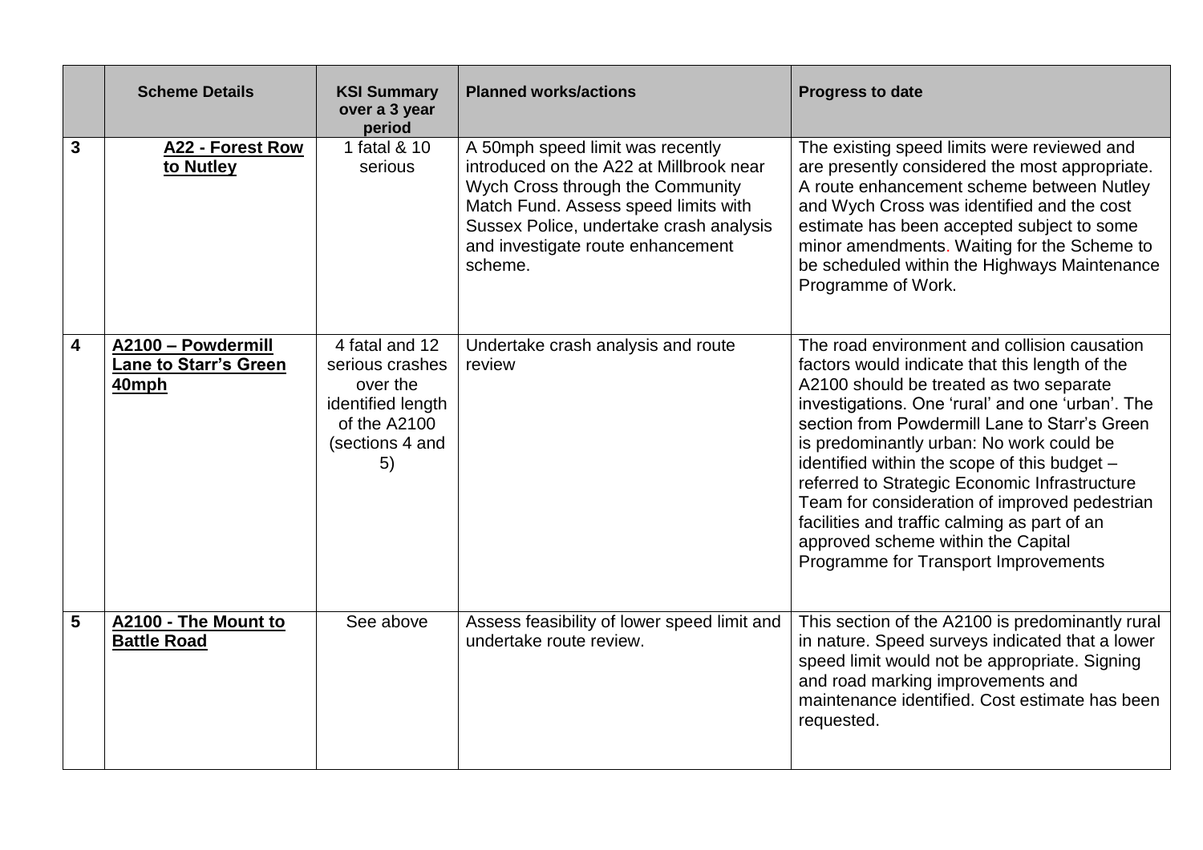|  | Scheme Details | KSI Summary over a 3 year period | Planned works/actions | Progress to date |
|---|---|---|---|---|
| 3 | **A22 - Forest Row to Nutley** | 1 fatal & 10 serious | A 50mph speed limit was recently introduced on the A22 at Millbrook near Wych Cross through the Community Match Fund. Assess speed limits with Sussex Police, undertake crash analysis and investigate route enhancement scheme. | The existing speed limits were reviewed and are presently considered the most appropriate. A route enhancement scheme between Nutley and Wych Cross was identified and the cost estimate has been accepted subject to some minor amendments. Waiting for the Scheme to be scheduled within the Highways Maintenance Programme of Work. |
| 4 | **A2100 – Powdermill Lane to Starr's Green 40mph** | 4 fatal and 12 serious crashes over the identified length of the A2100 (sections 4 and 5) | Undertake crash analysis and route review | The road environment and collision causation factors would indicate that this length of the A2100 should be treated as two separate investigations. One 'rural' and one 'urban'. The section from Powdermill Lane to Starr's Green is predominantly urban: No work could be identified within the scope of this budget – referred to Strategic Economic Infrastructure Team for consideration of improved pedestrian facilities and traffic calming as part of an approved scheme within the Capital Programme for Transport Improvements |
| 5 | **A2100 - The Mount to Battle Road** | See above | Assess feasibility of lower speed limit and undertake route review. | This section of the A2100 is predominantly rural in nature. Speed surveys indicated that a lower speed limit would not be appropriate. Signing and road marking improvements and maintenance identified. Cost estimate has been requested. |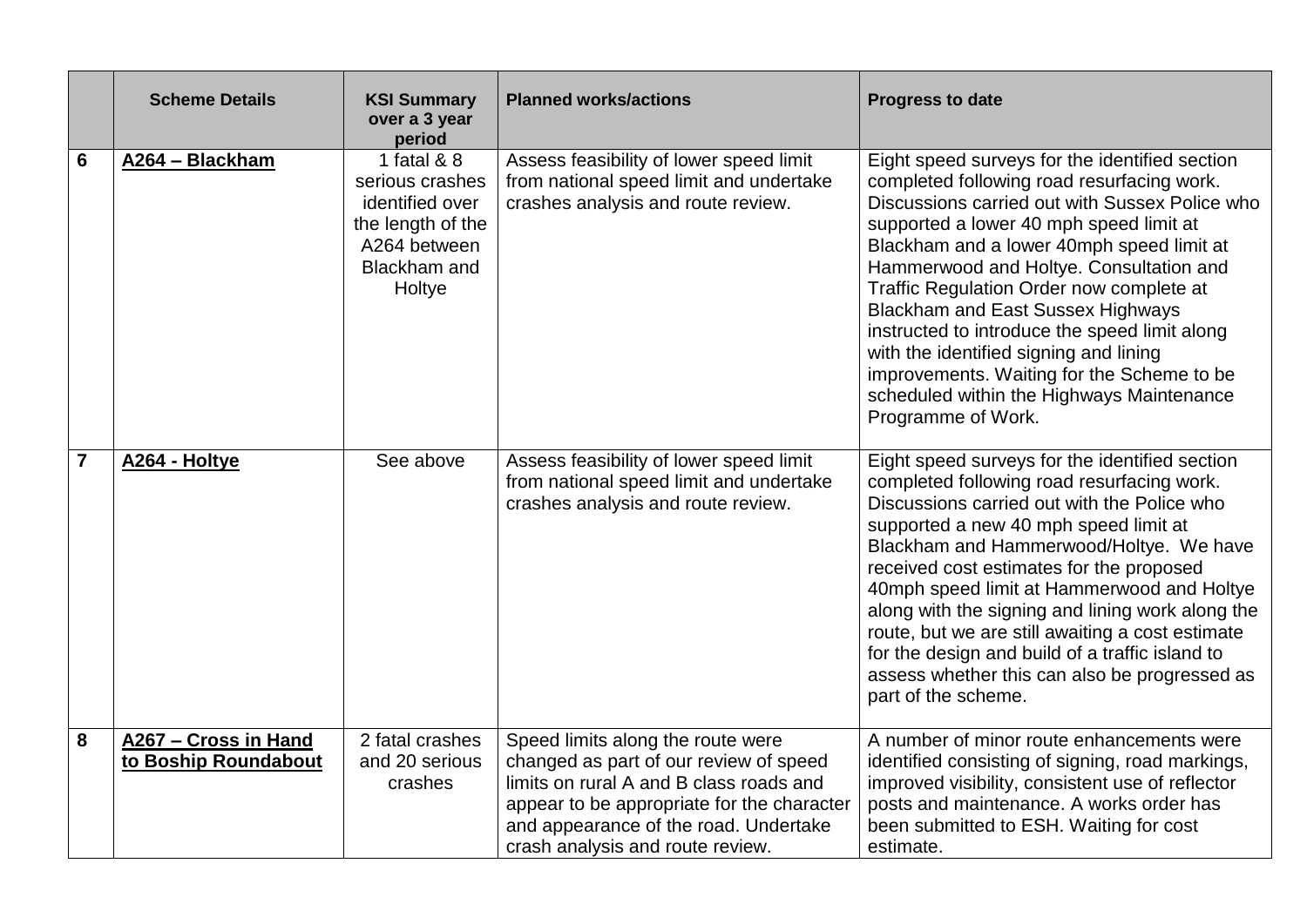|  | Scheme Details | KSI Summary over a 3 year period | Planned works/actions | Progress to date |
|---|---|---|---|---|
| 6 | **A264 – Blackham** | 1 fatal & 8 serious crashes identified over the length of the A264 between Blackham and Holtye | Assess feasibility of lower speed limit from national speed limit and undertake crashes analysis and route review. | Eight speed surveys for the identified section completed following road resurfacing work. Discussions carried out with Sussex Police who supported a lower 40 mph speed limit at Blackham and a lower 40mph speed limit at Hammerwood and Holtye. Consultation and Traffic Regulation Order now complete at Blackham and East Sussex Highways instructed to introduce the speed limit along with the identified signing and lining improvements. Waiting for the Scheme to be scheduled within the Highways Maintenance Programme of Work. |
| 7 | **A264 - Holtye** | See above | Assess feasibility of lower speed limit from national speed limit and undertake crashes analysis and route review. | Eight speed surveys for the identified section completed following road resurfacing work. Discussions carried out with the Police who supported a new 40 mph speed limit at Blackham and Hammerwood/Holtye. We have received cost estimates for the proposed 40mph speed limit at Hammerwood and Holtye along with the signing and lining work along the route, but we are still awaiting a cost estimate for the design and build of a traffic island to assess whether this can also be progressed as part of the scheme. |
| 8 | **A267 – Cross in Hand to Boship Roundabout** | 2 fatal crashes and 20 serious crashes | Speed limits along the route were changed as part of our review of speed limits on rural A and B class roads and appear to be appropriate for the character and appearance of the road. Undertake crash analysis and route review. | A number of minor route enhancements were identified consisting of signing, road markings, improved visibility, consistent use of reflector posts and maintenance. A works order has been submitted to ESH. Waiting for cost estimate. |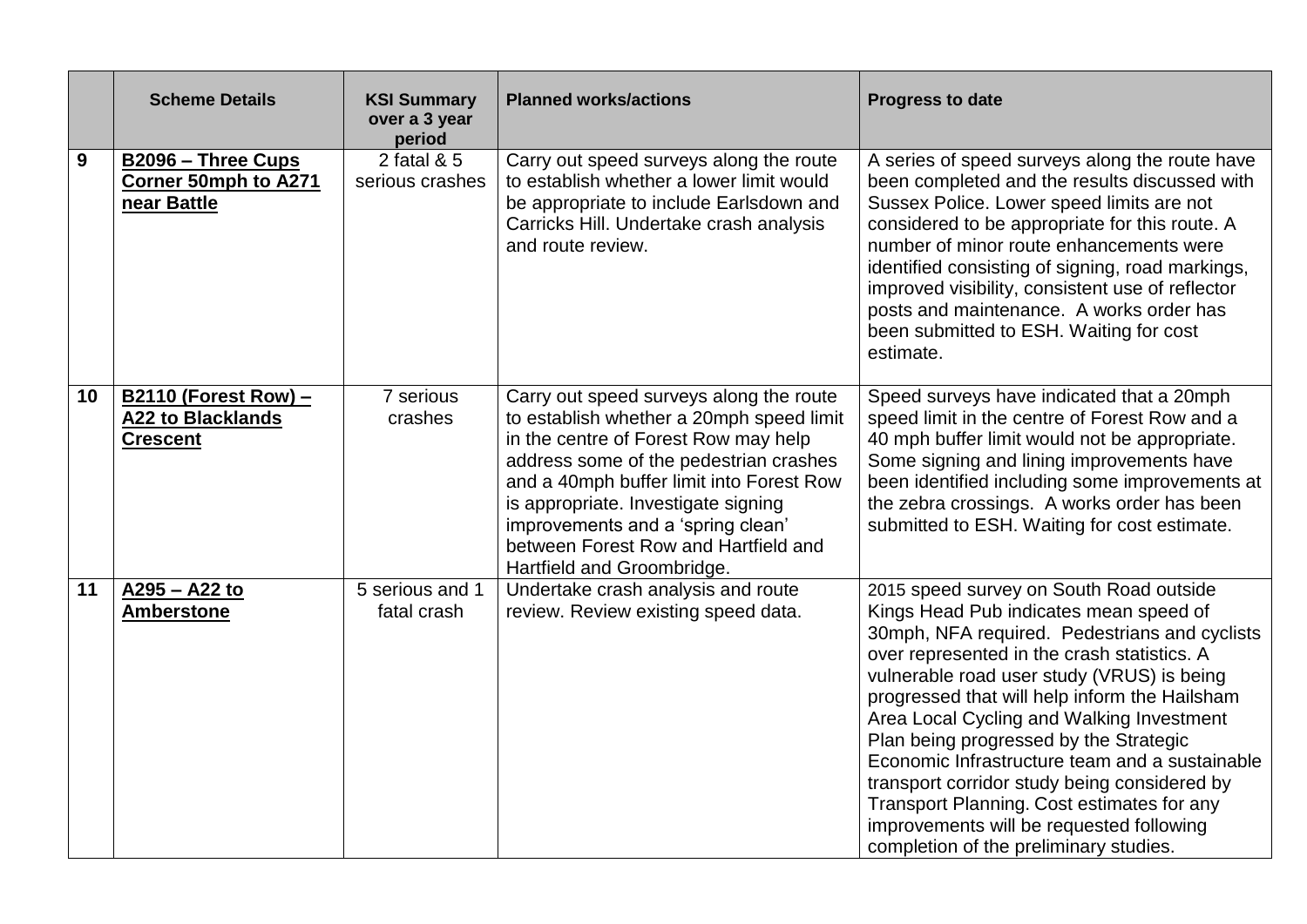| | Scheme Details | KSI Summary over a 3 year period | Planned works/actions | Progress to date |
|---|---|---|---|---|
| 9 | **B2096 – Three Cups Corner 50mph to A271 near Battle** | 2 fatal & 5 serious crashes | Carry out speed surveys along the route to establish whether a lower limit would be appropriate to include Earlsdown and Carricks Hill. Undertake crash analysis and route review. | A series of speed surveys along the route have been completed and the results discussed with Sussex Police. Lower speed limits are not considered to be appropriate for this route. A number of minor route enhancements were identified consisting of signing, road markings, improved visibility, consistent use of reflector posts and maintenance. A works order has been submitted to ESH. Waiting for cost estimate. |
| 10 | **B2110 (Forest Row) – A22 to Blacklands Crescent** | 7 serious crashes | Carry out speed surveys along the route to establish whether a 20mph speed limit in the centre of Forest Row may help address some of the pedestrian crashes and a 40mph buffer limit into Forest Row is appropriate. Investigate signing improvements and a 'spring clean' between Forest Row and Hartfield and Hartfield and Groombridge. | Speed surveys have indicated that a 20mph speed limit in the centre of Forest Row and a 40 mph buffer limit would not be appropriate. Some signing and lining improvements have been identified including some improvements at the zebra crossings. A works order has been submitted to ESH. Waiting for cost estimate. |
| 11 | **A295 – A22 to Amberstone** | 5 serious and 1 fatal crash | Undertake crash analysis and route review. Review existing speed data. | 2015 speed survey on South Road outside Kings Head Pub indicates mean speed of 30mph, NFA required. Pedestrians and cyclists over represented in the crash statistics. A vulnerable road user study (VRUS) is being progressed that will help inform the Hailsham Area Local Cycling and Walking Investment Plan being progressed by the Strategic Economic Infrastructure team and a sustainable transport corridor study being considered by Transport Planning. Cost estimates for any improvements will be requested following completion of the preliminary studies. |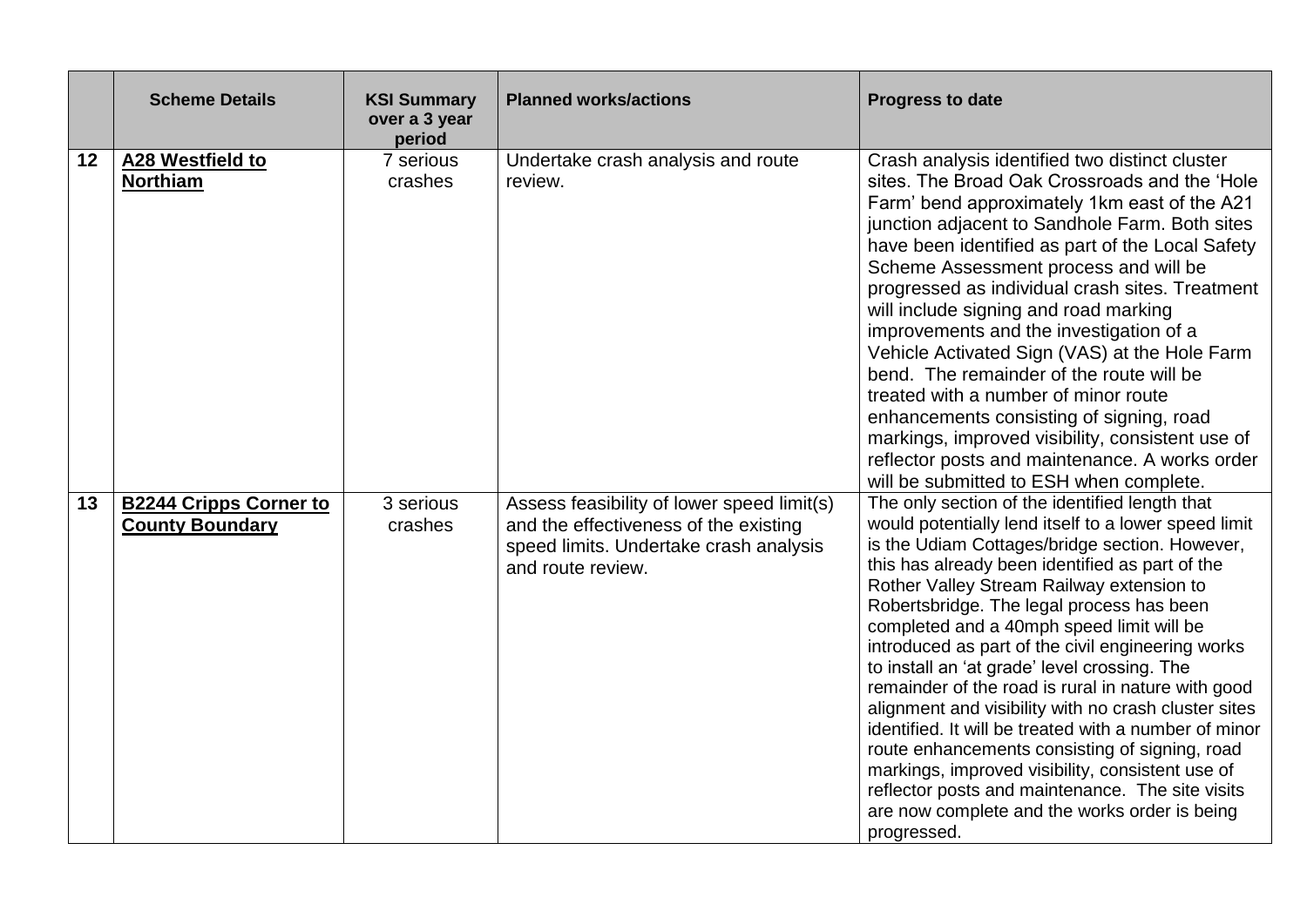| | Scheme Details | KSI Summary over a 3 year period | Planned works/actions | Progress to date |
|---|---|---|---|---|
| 12 | **A28 Westfield to Northiam** | 7 serious crashes | Undertake crash analysis and route review. | Crash analysis identified two distinct cluster sites. The Broad Oak Crossroads and the 'Hole Farm' bend approximately 1km east of the A21 junction adjacent to Sandhole Farm. Both sites have been identified as part of the Local Safety Scheme Assessment process and will be progressed as individual crash sites. Treatment will include signing and road marking improvements and the investigation of a Vehicle Activated Sign (VAS) at the Hole Farm bend. The remainder of the route will be treated with a number of minor route enhancements consisting of signing, road markings, improved visibility, consistent use of reflector posts and maintenance. A works order will be submitted to ESH when complete. |
| 13 | **B2244 Cripps Corner to County Boundary** | 3 serious crashes | Assess feasibility of lower speed limit(s) and the effectiveness of the existing speed limits. Undertake crash analysis and route review. | The only section of the identified length that would potentially lend itself to a lower speed limit is the Udiam Cottages/bridge section. However, this has already been identified as part of the Rother Valley Stream Railway extension to Robertsbridge. The legal process has been completed and a 40mph speed limit will be introduced as part of the civil engineering works to install an 'at grade' level crossing. The remainder of the road is rural in nature with good alignment and visibility with no crash cluster sites identified. It will be treated with a number of minor route enhancements consisting of signing, road markings, improved visibility, consistent use of reflector posts and maintenance. The site visits are now complete and the works order is being progressed. |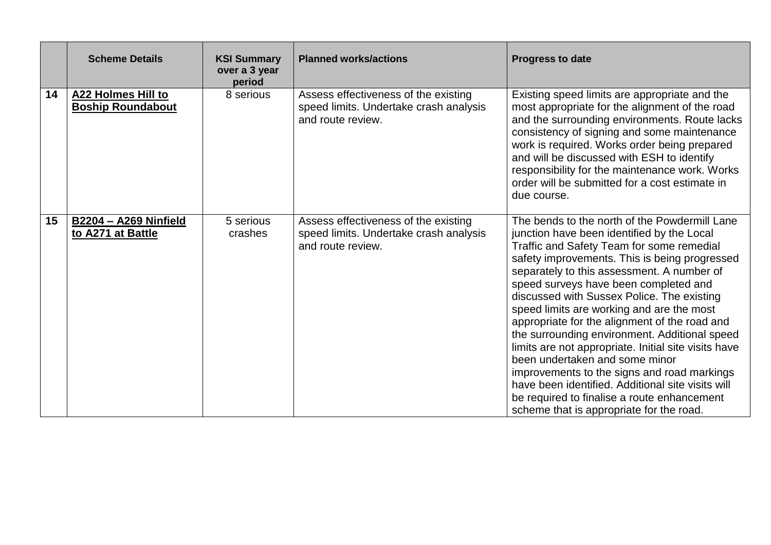| | Scheme Details | KSI Summary over a 3 year period | Planned works/actions | Progress to date |
|---|---|---|---|---|
| 14 | **A22 Holmes Hill to Boship Roundabout** | 8 serious | Assess effectiveness of the existing speed limits. Undertake crash analysis and route review. | Existing speed limits are appropriate and the most appropriate for the alignment of the road and the surrounding environments. Route lacks consistency of signing and some maintenance work is required. Works order being prepared and will be discussed with ESH to identify responsibility for the maintenance work. Works order will be submitted for a cost estimate in due course. |
| 15 | **B2204 – A269 Ninfield to A271 at Battle** | 5 serious crashes | Assess effectiveness of the existing speed limits. Undertake crash analysis and route review. | The bends to the north of the Powdermill Lane junction have been identified by the Local Traffic and Safety Team for some remedial safety improvements. This is being progressed separately to this assessment. A number of speed surveys have been completed and discussed with Sussex Police. The existing speed limits are working and are the most appropriate for the alignment of the road and the surrounding environment. Additional speed limits are not appropriate. Initial site visits have been undertaken and some minor improvements to the signs and road markings have been identified. Additional site visits will be required to finalise a route enhancement scheme that is appropriate for the road. |